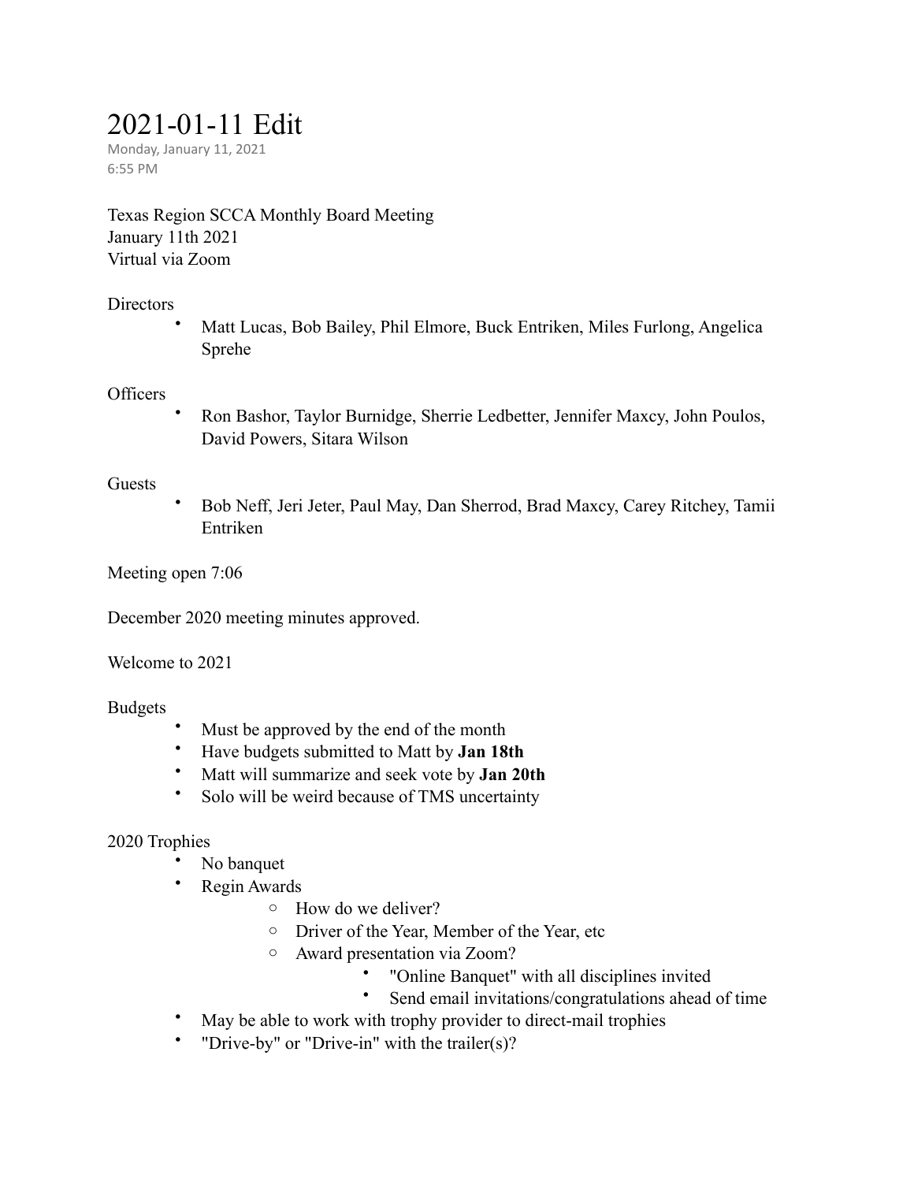# 2021-01-11 Edit

Monday, January 11, 2021
6:55 PM

Texas Region SCCA Monthly Board Meeting
January 11th 2021
Virtual via Zoom

Directors

- Matt Lucas, Bob Bailey, Phil Elmore, Buck Entriken, Miles Furlong, Angelica Sprehe

Officers

- Ron Bashor, Taylor Burnidge, Sherrie Ledbetter, Jennifer Maxcy, John Poulos, David Powers, Sitara Wilson

Guests

- Bob Neff, Jeri Jeter, Paul May, Dan Sherrod, Brad Maxcy, Carey Ritchey, Tamii Entriken

Meeting open 7:06

December 2020 meeting minutes approved.

Welcome to 2021

Budgets

- Must be approved by the end of the month
- Have budgets submitted to Matt by **Jan 18th**
- Matt will summarize and seek vote by **Jan 20th**
- Solo will be weird because of TMS uncertainty

2020 Trophies

- No banquet
- Regin Awards
  - How do we deliver?
  - Driver of the Year, Member of the Year, etc
  - Award presentation via Zoom?
    - "Online Banquet" with all disciplines invited
    - Send email invitations/congratulations ahead of time
- May be able to work with trophy provider to direct-mail trophies
- "Drive-by" or "Drive-in" with the trailer(s)?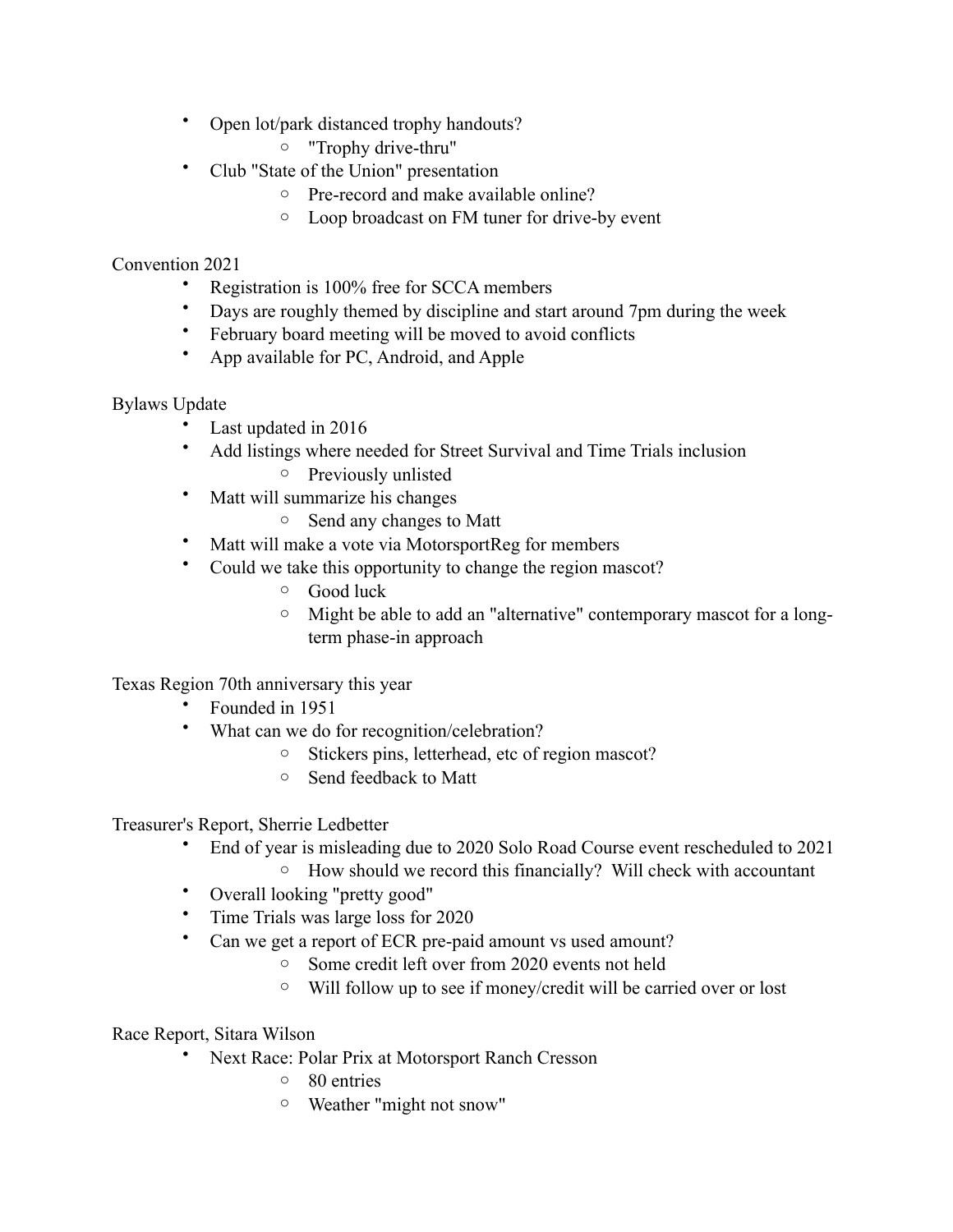- Open lot/park distanced trophy handouts?
  - "Trophy drive-thru"
- Club "State of the Union" presentation
  - Pre-record and make available online?
  - Loop broadcast on FM tuner for drive-by event

Convention 2021

- Registration is 100% free for SCCA members
- Days are roughly themed by discipline and start around 7pm during the week
- February board meeting will be moved to avoid conflicts
- App available for PC, Android, and Apple

Bylaws Update

- Last updated in 2016
- Add listings where needed for Street Survival and Time Trials inclusion
  - Previously unlisted
- Matt will summarize his changes
  - Send any changes to Matt
- Matt will make a vote via MotorsportReg for members
- Could we take this opportunity to change the region mascot?
  - Good luck
  - Might be able to add an "alternative" contemporary mascot for a long-term phase-in approach

Texas Region 70th anniversary this year

- Founded in 1951
- What can we do for recognition/celebration?
  - Stickers pins, letterhead, etc of region mascot?
  - Send feedback to Matt

Treasurer's Report, Sherrie Ledbetter

- End of year is misleading due to 2020 Solo Road Course event rescheduled to 2021
  - How should we record this financially? Will check with accountant
- Overall looking "pretty good"
- Time Trials was large loss for 2020
- Can we get a report of ECR pre-paid amount vs used amount?
  - Some credit left over from 2020 events not held
  - Will follow up to see if money/credit will be carried over or lost

Race Report, Sitara Wilson

- Next Race: Polar Prix at Motorsport Ranch Cresson
  - 80 entries
  - Weather "might not snow"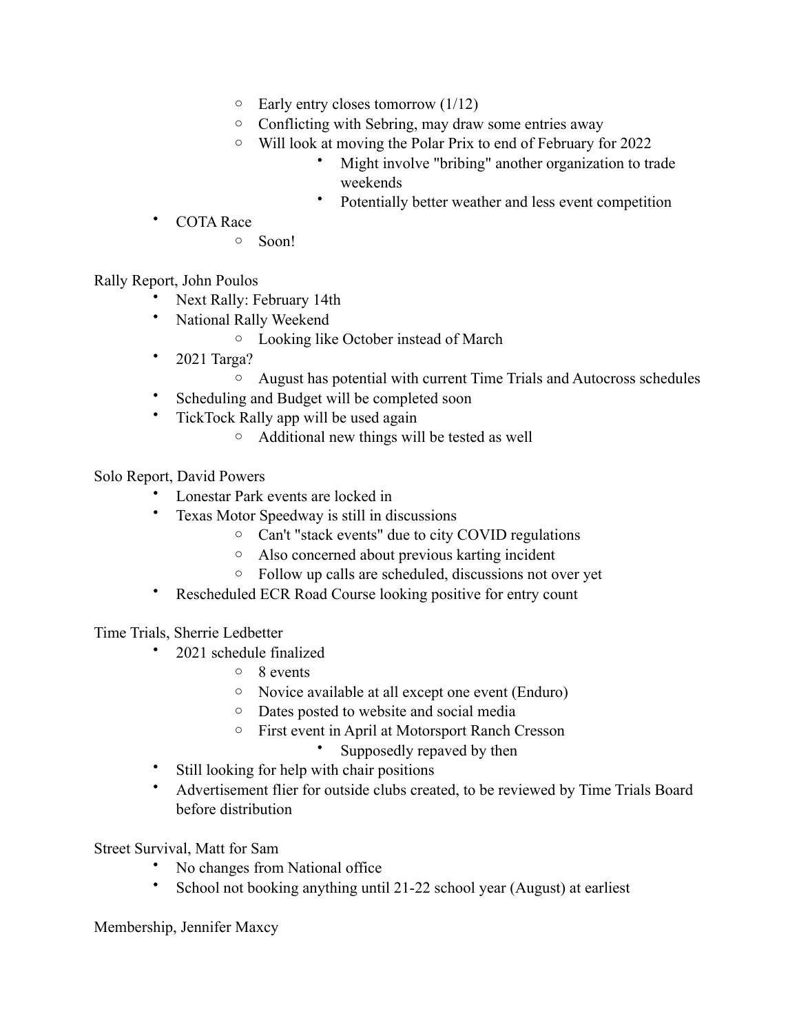- Early entry closes tomorrow (1/12)
    - Conflicting with Sebring, may draw some entries away
    - Will look at moving the Polar Prix to end of February for 2022
        - Might involve "bribing" another organization to trade weekends
        - Potentially better weather and less event competition
- COTA Race
    - Soon!

Rally Report, John Poulos

- Next Rally: February 14th
- National Rally Weekend
    - Looking like October instead of March
- 2021 Targa?
    - August has potential with current Time Trials and Autocross schedules
- Scheduling and Budget will be completed soon
- TickTock Rally app will be used again
    - Additional new things will be tested as well

Solo Report, David Powers

- Lonestar Park events are locked in
- Texas Motor Speedway is still in discussions
    - Can't "stack events" due to city COVID regulations
    - Also concerned about previous karting incident
    - Follow up calls are scheduled, discussions not over yet
- Rescheduled ECR Road Course looking positive for entry count

Time Trials, Sherrie Ledbetter

- 2021 schedule finalized
    - 8 events
    - Novice available at all except one event (Enduro)
    - Dates posted to website and social media
    - First event in April at Motorsport Ranch Cresson
        - Supposedly repaved by then
- Still looking for help with chair positions
- Advertisement flier for outside clubs created, to be reviewed by Time Trials Board before distribution

Street Survival, Matt for Sam

- No changes from National office
- School not booking anything until 21-22 school year (August) at earliest

Membership, Jennifer Maxcy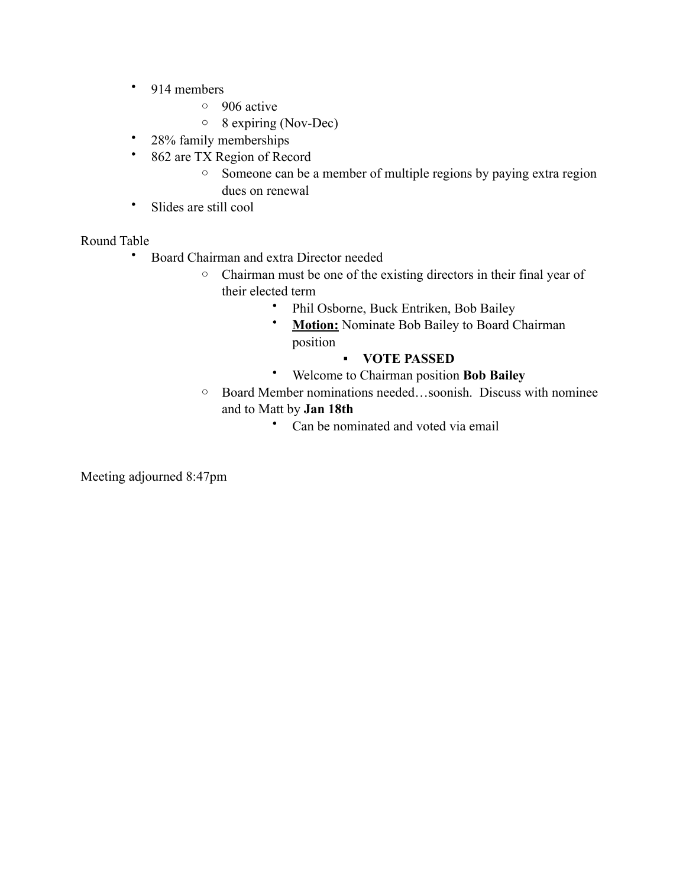- 914 members
    - 906 active
    - 8 expiring (Nov-Dec)
- 28% family memberships
- 862 are TX Region of Record
    - Someone can be a member of multiple regions by paying extra region dues on renewal
- Slides are still cool

Round Table

- Board Chairman and extra Director needed
    - Chairman must be one of the existing directors in their final year of their elected term
        - Phil Osborne, Buck Entriken, Bob Bailey
        - **Motion:** Nominate Bob Bailey to Board Chairman position
            - **VOTE PASSED**
        - Welcome to Chairman position **Bob Bailey**
    - Board Member nominations needed…soonish. Discuss with nominee and to Matt by **Jan 18th**
        - Can be nominated and voted via email

Meeting adjourned 8:47pm